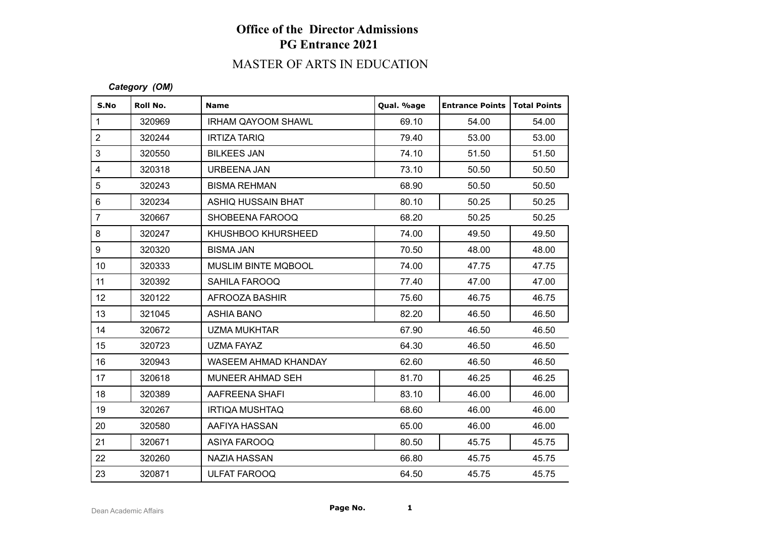# Office of the Director Admissions
## PG Entrance 2021

## MASTER OF ARTS IN EDUCATION

***Category (OM)***

| S.No | Roll No. | Name | Qual. %age | Entrance Points | Total Points |
|---|---|---|---|---|---|
| 1 | 320969 | IRHAM QAYOOM SHAWL | 69.10 | 54.00 | 54.00 |
| 2 | 320244 | IRTIZA TARIQ | 79.40 | 53.00 | 53.00 |
| 3 | 320550 | BILKEES JAN | 74.10 | 51.50 | 51.50 |
| 4 | 320318 | URBEENA JAN | 73.10 | 50.50 | 50.50 |
| 5 | 320243 | BISMA REHMAN | 68.90 | 50.50 | 50.50 |
| 6 | 320234 | ASHIQ HUSSAIN BHAT | 80.10 | 50.25 | 50.25 |
| 7 | 320667 | SHOBEENA FAROOQ | 68.20 | 50.25 | 50.25 |
| 8 | 320247 | KHUSHBOO KHURSHEED | 74.00 | 49.50 | 49.50 |
| 9 | 320320 | BISMA JAN | 70.50 | 48.00 | 48.00 |
| 10 | 320333 | MUSLIM BINTE MQBOOL | 74.00 | 47.75 | 47.75 |
| 11 | 320392 | SAHILA FAROOQ | 77.40 | 47.00 | 47.00 |
| 12 | 320122 | AFROOZA BASHIR | 75.60 | 46.75 | 46.75 |
| 13 | 321045 | ASHIA BANO | 82.20 | 46.50 | 46.50 |
| 14 | 320672 | UZMA MUKHTAR | 67.90 | 46.50 | 46.50 |
| 15 | 320723 | UZMA FAYAZ | 64.30 | 46.50 | 46.50 |
| 16 | 320943 | WASEEM AHMAD KHANDAY | 62.60 | 46.50 | 46.50 |
| 17 | 320618 | MUNEER AHMAD SEH | 81.70 | 46.25 | 46.25 |
| 18 | 320389 | AAFREENA SHAFI | 83.10 | 46.00 | 46.00 |
| 19 | 320267 | IRTIQA MUSHTAQ | 68.60 | 46.00 | 46.00 |
| 20 | 320580 | AAFIYA HASSAN | 65.00 | 46.00 | 46.00 |
| 21 | 320671 | ASIYA FAROOQ | 80.50 | 45.75 | 45.75 |
| 22 | 320260 | NAZIA HASSAN | 66.80 | 45.75 | 45.75 |
| 23 | 320871 | ULFAT FAROOQ | 64.50 | 45.75 | 45.75 |

Dean Academic Affairs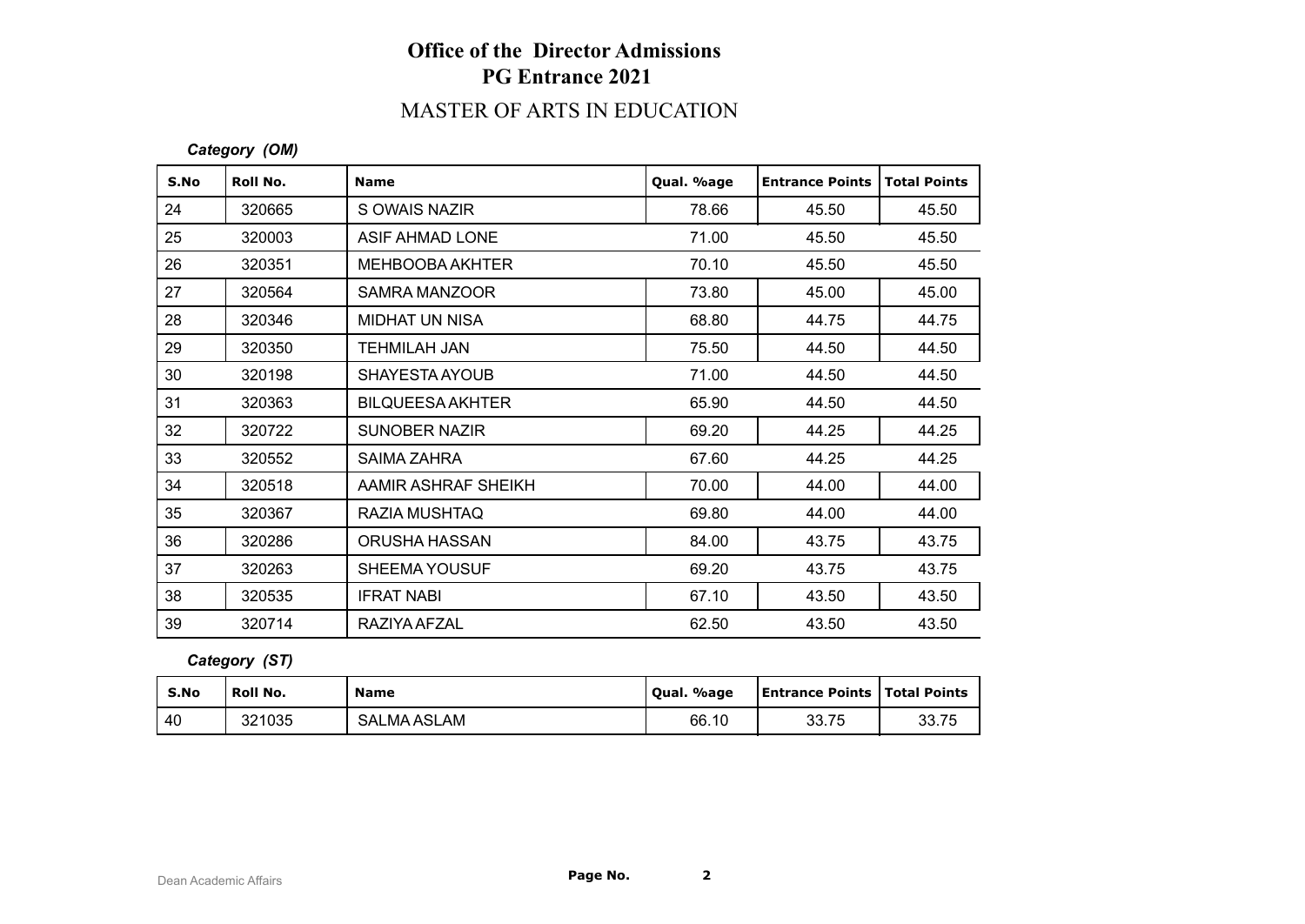# Office of the Director Admissions
## PG Entrance 2021
### MASTER OF ARTS IN EDUCATION

*Category (OM)*

| S.No | Roll No. | Name | Qual. %age | Entrance Points | Total Points |
|---|---|---|---|---|---|
| 24 | 320665 | S OWAIS NAZIR | 78.66 | 45.50 | 45.50 |
| 25 | 320003 | ASIF AHMAD LONE | 71.00 | 45.50 | 45.50 |
| 26 | 320351 | MEHBOOBA AKHTER | 70.10 | 45.50 | 45.50 |
| 27 | 320564 | SAMRA MANZOOR | 73.80 | 45.00 | 45.00 |
| 28 | 320346 | MIDHAT UN NISA | 68.80 | 44.75 | 44.75 |
| 29 | 320350 | TEHMILAH JAN | 75.50 | 44.50 | 44.50 |
| 30 | 320198 | SHAYESTA AYOUB | 71.00 | 44.50 | 44.50 |
| 31 | 320363 | BILQUEESA AKHTER | 65.90 | 44.50 | 44.50 |
| 32 | 320722 | SUNOBER NAZIR | 69.20 | 44.25 | 44.25 |
| 33 | 320552 | SAIMA ZAHRA | 67.60 | 44.25 | 44.25 |
| 34 | 320518 | AAMIR ASHRAF SHEIKH | 70.00 | 44.00 | 44.00 |
| 35 | 320367 | RAZIA MUSHTAQ | 69.80 | 44.00 | 44.00 |
| 36 | 320286 | ORUSHA HASSAN | 84.00 | 43.75 | 43.75 |
| 37 | 320263 | SHEEMA YOUSUF | 69.20 | 43.75 | 43.75 |
| 38 | 320535 | IFRAT NABI | 67.10 | 43.50 | 43.50 |
| 39 | 320714 | RAZIYA AFZAL | 62.50 | 43.50 | 43.50 |

*Category (ST)*

| S.No | Roll No. | Name | Qual. %age | Entrance Points | Total Points |
|---|---|---|---|---|---|
| 40 | 321035 | SALMA ASLAM | 66.10 | 33.75 | 33.75 |

Dean Academic Affairs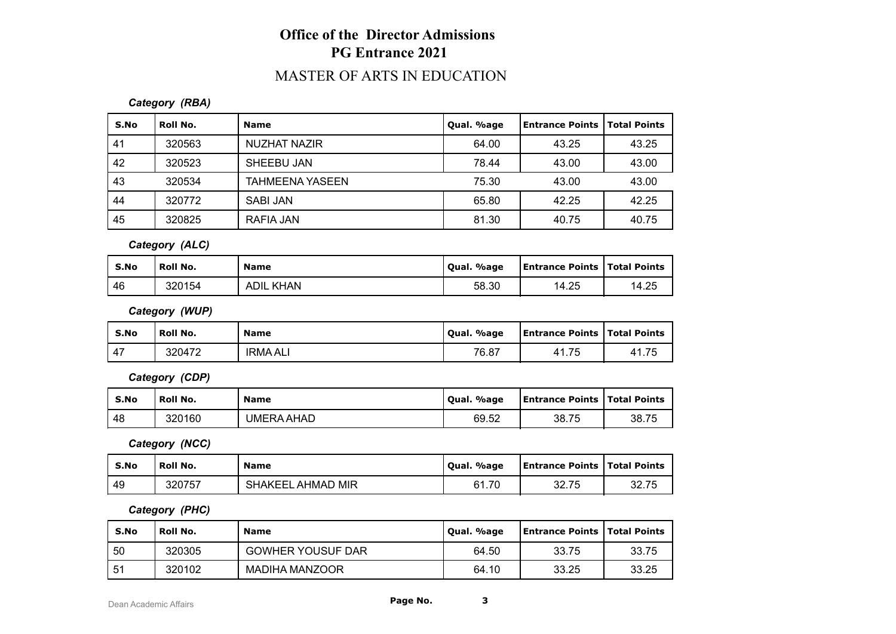# Office of the Director Admissions
# PG Entrance 2021

## MASTER OF ARTS IN EDUCATION

***Category (RBA)***

| S.No | Roll No. | Name | Qual. %age | Entrance Points | Total Points |
|---|---|---|---|---|---|
| 41 | 320563 | NUZHAT NAZIR | 64.00 | 43.25 | 43.25 |
| 42 | 320523 | SHEEBU JAN | 78.44 | 43.00 | 43.00 |
| 43 | 320534 | TAHMEENA YASEEN | 75.30 | 43.00 | 43.00 |
| 44 | 320772 | SABI JAN | 65.80 | 42.25 | 42.25 |
| 45 | 320825 | RAFIA JAN | 81.30 | 40.75 | 40.75 |

***Category (ALC)***

| S.No | Roll No. | Name | Qual. %age | Entrance Points | Total Points |
|---|---|---|---|---|---|
| 46 | 320154 | ADIL KHAN | 58.30 | 14.25 | 14.25 |

***Category (WUP)***

| S.No | Roll No. | Name | Qual. %age | Entrance Points | Total Points |
|---|---|---|---|---|---|
| 47 | 320472 | IRMA ALI | 76.87 | 41.75 | 41.75 |

***Category (CDP)***

| S.No | Roll No. | Name | Qual. %age | Entrance Points | Total Points |
|---|---|---|---|---|---|
| 48 | 320160 | UMERA AHAD | 69.52 | 38.75 | 38.75 |

***Category (NCC)***

| S.No | Roll No. | Name | Qual. %age | Entrance Points | Total Points |
|---|---|---|---|---|---|
| 49 | 320757 | SHAKEEL AHMAD MIR | 61.70 | 32.75 | 32.75 |

***Category (PHC)***

| S.No | Roll No. | Name | Qual. %age | Entrance Points | Total Points |
|---|---|---|---|---|---|
| 50 | 320305 | GOWHER YOUSUF DAR | 64.50 | 33.75 | 33.75 |
| 51 | 320102 | MADIHA MANZOOR | 64.10 | 33.25 | 33.25 |

Dean Academic Affairs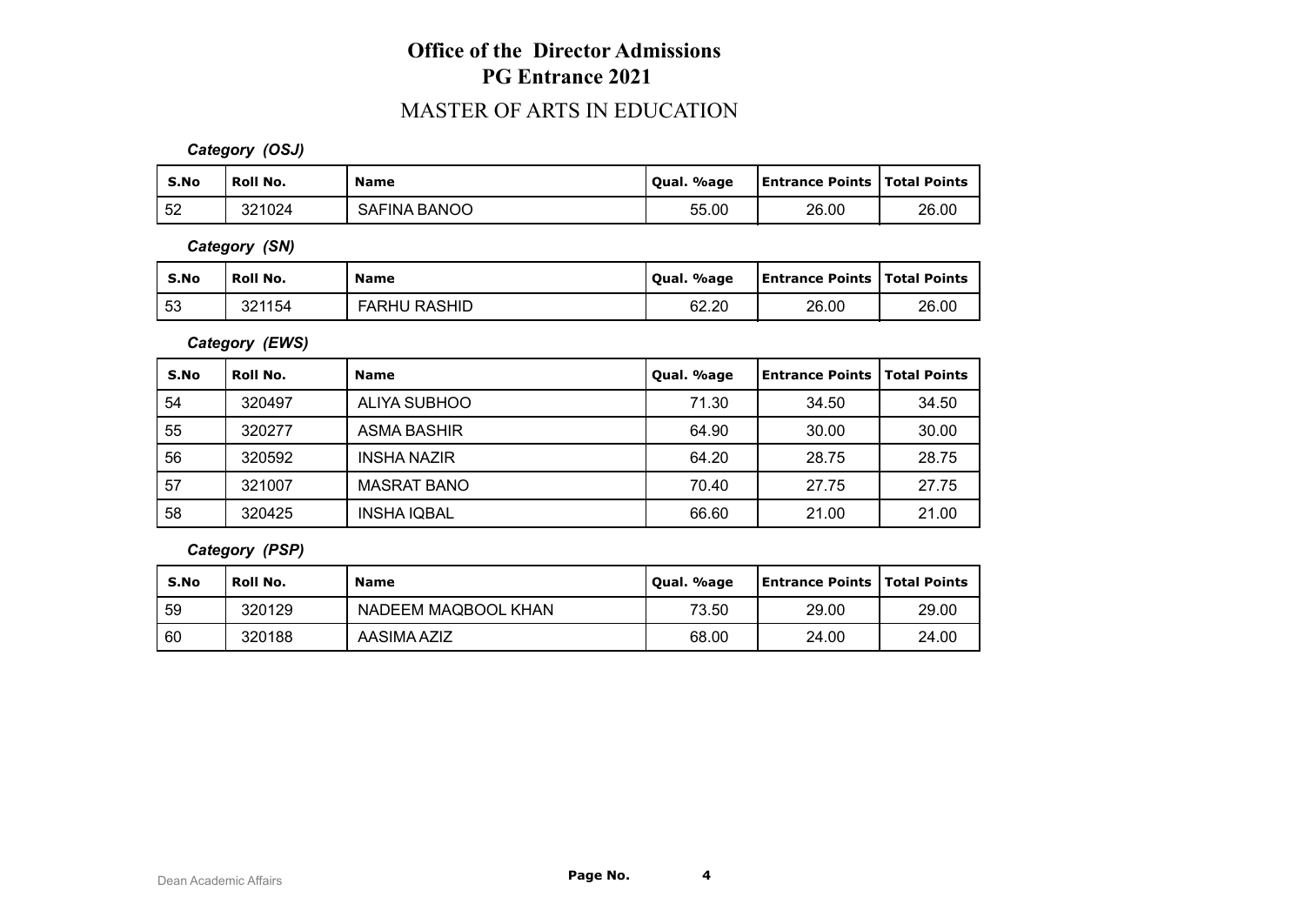# Office of the Director Admissions
## PG Entrance 2021

## MASTER OF ARTS IN EDUCATION

***Category (OSJ)***

| S.No | Roll No. | Name | Qual. %age | Entrance Points | Total Points |
|---|---|---|---|---|---|
| 52 | 321024 | SAFINA BANOO | 55.00 | 26.00 | 26.00 |

***Category (SN)***

| S.No | Roll No. | Name | Qual. %age | Entrance Points | Total Points |
|---|---|---|---|---|---|
| 53 | 321154 | FARHU RASHID | 62.20 | 26.00 | 26.00 |

***Category (EWS)***

| S.No | Roll No. | Name | Qual. %age | Entrance Points | Total Points |
|---|---|---|---|---|---|
| 54 | 320497 | ALIYA SUBHOO | 71.30 | 34.50 | 34.50 |
| 55 | 320277 | ASMA BASHIR | 64.90 | 30.00 | 30.00 |
| 56 | 320592 | INSHA NAZIR | 64.20 | 28.75 | 28.75 |
| 57 | 321007 | MASRAT BANO | 70.40 | 27.75 | 27.75 |
| 58 | 320425 | INSHA IQBAL | 66.60 | 21.00 | 21.00 |

***Category (PSP)***

| S.No | Roll No. | Name | Qual. %age | Entrance Points | Total Points |
|---|---|---|---|---|---|
| 59 | 320129 | NADEEM MAQBOOL KHAN | 73.50 | 29.00 | 29.00 |
| 60 | 320188 | AASIMA AZIZ | 68.00 | 24.00 | 24.00 |

Dean Academic Affairs